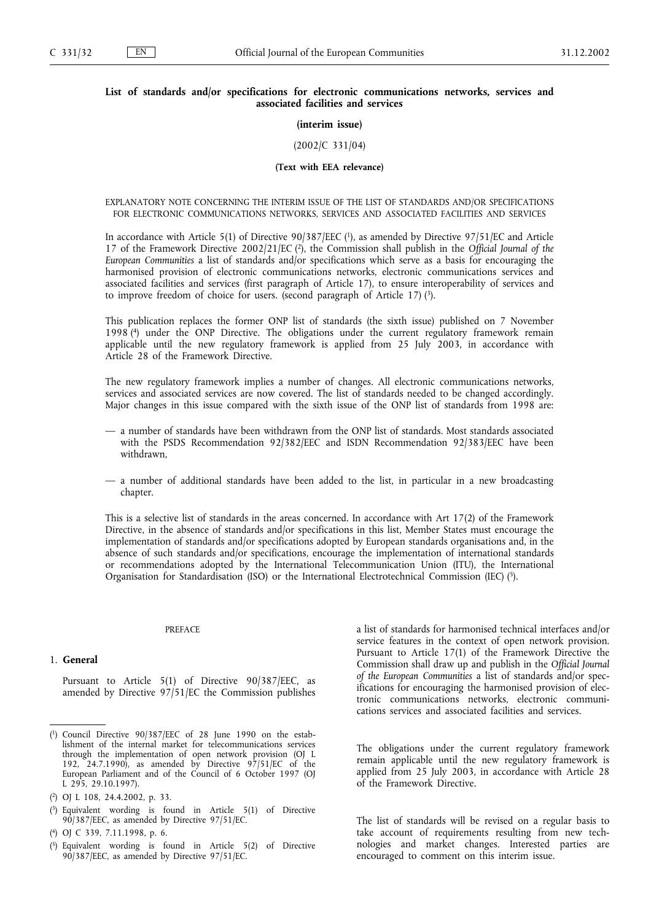## List of standards and/or specifications for electronic communications networks, services and associated facilities and services

**(interim issue)**

(2002/C 331/04)

**(Text with EEA relevance)**

EXPLANATORY NOTE CONCERNING THE INTERIM ISSUE OF THE LIST OF STANDARDS AND/OR SPECIFICATIONS FOR ELECTRONIC COMMUNICATIONS NETWORKS, SERVICES AND ASSOCIATED FACILITIES AND SERVICES

In accordance with Article 5(1) of Directive 90/387/EEC [1], as amended by Directive 97/51/EC and Article 17 of the Framework Directive 2002/21/EC [2], the Commission shall publish in the *Official Journal of the European Communities* a list of standards and/or specifications which serve as a basis for encouraging the harmonised provision of electronic communications networks, electronic communications services and associated facilities and services (first paragraph of Article 17), to ensure interoperability of services and to improve freedom of choice for users. (second paragraph of Article 17) [3].

This publication replaces the former ONP list of standards (the sixth issue) published on 7 November 1998 [4] under the ONP Directive. The obligations under the current regulatory framework remain applicable until the new regulatory framework is applied from 25 July 2003, in accordance with Article 28 of the Framework Directive.

The new regulatory framework implies a number of changes. All electronic communications networks, services and associated services are now covered. The list of standards needed to be changed accordingly. Major changes in this issue compared with the sixth issue of the ONP list of standards from 1998 are:

— a number of standards have been withdrawn from the ONP list of standards. Most standards associated with the PSDS Recommendation 92/382/EEC and ISDN Recommendation 92/383/EEC have been withdrawn,

— a number of additional standards have been added to the list, in particular in a new broadcasting chapter.

This is a selective list of standards in the areas concerned. In accordance with Art 17(2) of the Framework Directive, in the absence of standards and/or specifications in this list, Member States must encourage the implementation of standards and/or specifications adopted by European standards organisations and, in the absence of such standards and/or specifications, encourage the implementation of international standards or recommendations adopted by the International Telecommunication Union (ITU), the International Organisation for Standardisation (ISO) or the International Electrotechnical Commission (IEC) [5].

PREFACE

### 1. **General**

Pursuant to Article 5(1) of Directive 90/387/EEC, as amended by Directive 97/51/EC the Commission publishes a list of standards for harmonised technical interfaces and/or service features in the context of open network provision. Pursuant to Article 17(1) of the Framework Directive the Commission shall draw up and publish in the *Official Journal of the European Communities* a list of standards and/or specifications for encouraging the harmonised provision of electronic communications networks, electronic communications services and associated facilities and services.

The obligations under the current regulatory framework remain applicable until the new regulatory framework is applied from 25 July 2003, in accordance with Article 28 of the Framework Directive.

The list of standards will be revised on a regular basis to take account of requirements resulting from new technologies and market changes. Interested parties are encouraged to comment on this interim issue.

---

[1] Council Directive 90/387/EEC of 28 June 1990 on the establishment of the internal market for telecommunications services through the implementation of open network provision (OJ L 192, 24.7.1990), as amended by Directive 97/51/EC of the European Parliament and of the Council of 6 October 1997 (OJ L 295, 29.10.1997).

[2] OJ L 108, 24.4.2002, p. 33.

[3] Equivalent wording is found in Article 5(1) of Directive 90/387/EEC, as amended by Directive 97/51/EC.

[4] OJ C 339, 7.11.1998, p. 6.

[5] Equivalent wording is found in Article 5(2) of Directive 90/387/EEC, as amended by Directive 97/51/EC.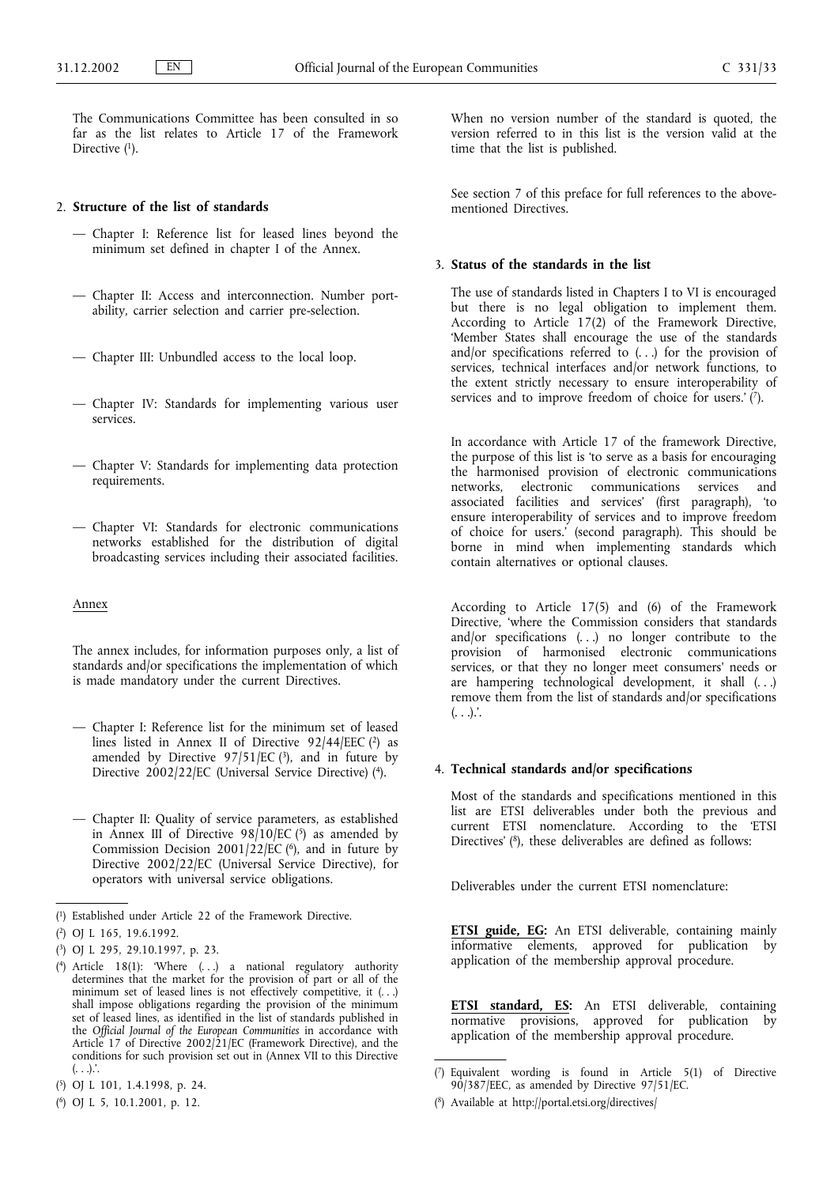The Communications Committee has been consulted in so far as the list relates to Article 17 of the Framework Directive [1].

## 2. **Structure of the list of standards**

- Chapter I: Reference list for leased lines beyond the minimum set defined in chapter I of the Annex.
- Chapter II: Access and interconnection. Number portability, carrier selection and carrier pre-selection.
- Chapter III: Unbundled access to the local loop.
- Chapter IV: Standards for implementing various user services.
- Chapter V: Standards for implementing data protection requirements.
- Chapter VI: Standards for electronic communications networks established for the distribution of digital broadcasting services including their associated facilities.

Annex

The annex includes, for information purposes only, a list of standards and/or specifications the implementation of which is made mandatory under the current Directives.

- Chapter I: Reference list for the minimum set of leased lines listed in Annex II of Directive 92/44/EEC [2] as amended by Directive 97/51/EC [3], and in future by Directive 2002/22/EC (Universal Service Directive) [4].
- Chapter II: Quality of service parameters, as established in Annex III of Directive 98/10/EC [5] as amended by Commission Decision 2001/22/EC [6], and in future by Directive 2002/22/EC (Universal Service Directive), for operators with universal service obligations.

When no version number of the standard is quoted, the version referred to in this list is the version valid at the time that the list is published.

See section 7 of this preface for full references to the above-mentioned Directives.

## 3. **Status of the standards in the list**

The use of standards listed in Chapters I to VI is encouraged but there is no legal obligation to implement them. According to Article 17(2) of the Framework Directive, 'Member States shall encourage the use of the standards and/or specifications referred to (. . .) for the provision of services, technical interfaces and/or network functions, to the extent strictly necessary to ensure interoperability of services and to improve freedom of choice for users.' [7].

In accordance with Article 17 of the framework Directive, the purpose of this list is 'to serve as a basis for encouraging the harmonised provision of electronic communications networks, electronic communications services and associated facilities and services' (first paragraph), 'to ensure interoperability of services and to improve freedom of choice for users.' (second paragraph). This should be borne in mind when implementing standards which contain alternatives or optional clauses.

According to Article 17(5) and (6) of the Framework Directive, 'where the Commission considers that standards and/or specifications (. . .) no longer contribute to the provision of harmonised electronic communications services, or that they no longer meet consumers' needs or are hampering technological development, it shall (. . .) remove them from the list of standards and/or specifications (. . .).'.

## 4. **Technical standards and/or specifications**

Most of the standards and specifications mentioned in this list are ETSI deliverables under both the previous and current ETSI nomenclature. According to the 'ETSI Directives' [8], these deliverables are defined as follows:

Deliverables under the current ETSI nomenclature:

**ETSI guide, EG:** An ETSI deliverable, containing mainly informative elements, approved for publication by application of the membership approval procedure.

**ETSI standard, ES:** An ETSI deliverable, containing normative provisions, approved for publication by application of the membership approval procedure.

---

[1] Established under Article 22 of the Framework Directive.

[2] OJ L 165, 19.6.1992.

[3] OJ L 295, 29.10.1997, p. 23.

[4] Article 18(1): 'Where (. . .) a national regulatory authority determines that the market for the provision of part or all of the minimum set of leased lines is not effectively competitive, it (. . .) shall impose obligations regarding the provision of the minimum set of leased lines, as identified in the list of standards published in the *Official Journal of the European Communities* in accordance with Article 17 of Directive 2002/21/EC (Framework Directive), and the conditions for such provision set out in (Annex VII to this Directive (. . .).'.

[5] OJ L 101, 1.4.1998, p. 24.

[6] OJ L 5, 10.1.2001, p. 12.

[7] Equivalent wording is found in Article 5(1) of Directive 90/387/EEC, as amended by Directive 97/51/EC.

[8] Available at http://portal.etsi.org/directives/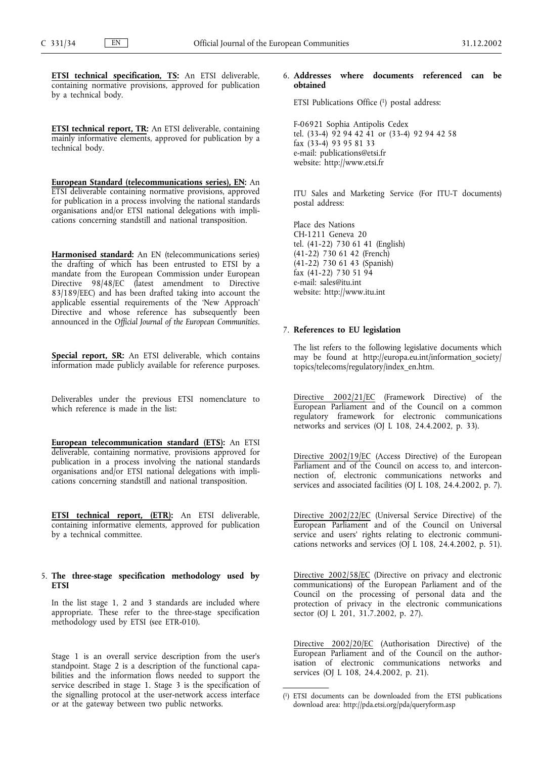**ETSI technical specification, TS:** An ETSI deliverable, containing normative provisions, approved for publication by a technical body.

**ETSI technical report, TR:** An ETSI deliverable, containing mainly informative elements, approved for publication by a technical body.

**European Standard (telecommunications series), EN:** An ETSI deliverable containing normative provisions, approved for publication in a process involving the national standards organisations and/or ETSI national delegations with implications concerning standstill and national transposition.

**Harmonised standard:** An EN (telecommunications series) the drafting of which has been entrusted to ETSI by a mandate from the European Commission under European Directive 98/48/EC (latest amendment to Directive 83/189/EEC) and has been drafted taking into account the applicable essential requirements of the 'New Approach' Directive and whose reference has subsequently been announced in the *Official Journal of the European Communities*.

**Special report, SR:** An ETSI deliverable, which contains information made publicly available for reference purposes.

Deliverables under the previous ETSI nomenclature to which reference is made in the list:

**European telecommunication standard (ETS):** An ETSI deliverable, containing normative, provisions approved for publication in a process involving the national standards organisations and/or ETSI national delegations with implications concerning standstill and national transposition.

**ETSI technical report, (ETR):** An ETSI deliverable, containing informative elements, approved for publication by a technical committee.

5. **The three-stage specification methodology used by ETSI**

In the list stage 1, 2 and 3 standards are included where appropriate. These refer to the three-stage specification methodology used by ETSI (see ETR-010).

Stage 1 is an overall service description from the user's standpoint. Stage 2 is a description of the functional capabilities and the information flows needed to support the service described in stage 1. Stage 3 is the specification of the signalling protocol at the user-network access interface or at the gateway between two public networks.

6. **Addresses where documents referenced can be obtained**

ETSI Publications Office [1] postal address:

F-06921 Sophia Antipolis Cedex
tel. (33-4) 92 94 42 41 or (33-4) 92 94 42 58
fax (33-4) 93 95 81 33
e-mail: publications@etsi.fr
website: http://www.etsi.fr

ITU Sales and Marketing Service (For ITU-T documents) postal address:

Place des Nations
CH-1211 Geneva 20
tel. (41-22) 730 61 41 (English)
(41-22) 730 61 42 (French)
(41-22) 730 61 43 (Spanish)
fax (41-22) 730 51 94
e-mail: sales@itu.int
website: http://www.itu.int

7. **References to EU legislation**

The list refers to the following legislative documents which may be found at http://europa.eu.int/information_society/topics/telecoms/regulatory/index_en.htm.

Directive 2002/21/EC (Framework Directive) of the European Parliament and of the Council on a common regulatory framework for electronic communications networks and services (OJ L 108, 24.4.2002, p. 33).

Directive 2002/19/EC (Access Directive) of the European Parliament and of the Council on access to, and interconnection of, electronic communications networks and services and associated facilities (OJ L 108, 24.4.2002, p. 7).

Directive 2002/22/EC (Universal Service Directive) of the European Parliament and of the Council on Universal service and users' rights relating to electronic communications networks and services (OJ L 108, 24.4.2002, p. 51).

Directive 2002/58/EC (Directive on privacy and electronic communications) of the European Parliament and of the Council on the processing of personal data and the protection of privacy in the electronic communications sector (OJ L 201, 31.7.2002, p. 27).

Directive 2002/20/EC (Authorisation Directive) of the European Parliament and of the Council on the authorisation of electronic communications networks and services (OJ L 108, 24.4.2002, p. 21).

---

[1] ETSI documents can be downloaded from the ETSI publications download area: http://pda.etsi.org/pda/queryform.asp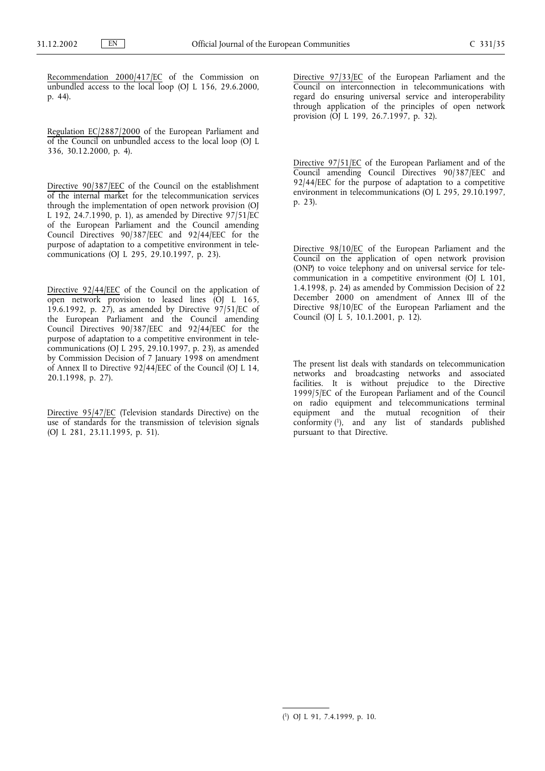Recommendation 2000/417/EC of the Commission on unbundled access to the local loop (OJ L 156, 29.6.2000, p. 44).

Regulation EC/2887/2000 of the European Parliament and of the Council on unbundled access to the local loop (OJ L 336, 30.12.2000, p. 4).

Directive 90/387/EEC of the Council on the establishment of the internal market for the telecommunication services through the implementation of open network provision (OJ L 192, 24.7.1990, p. 1), as amended by Directive 97/51/EC of the European Parliament and the Council amending Council Directives 90/387/EEC and 92/44/EEC for the purpose of adaptation to a competitive environment in telecommunications (OJ L 295, 29.10.1997, p. 23).

Directive 92/44/EEC of the Council on the application of open network provision to leased lines (OJ L 165, 19.6.1992, p. 27), as amended by Directive 97/51/EC of the European Parliament and the Council amending Council Directives 90/387/EEC and 92/44/EEC for the purpose of adaptation to a competitive environment in telecommunications (OJ L 295, 29.10.1997, p. 23), as amended by Commission Decision of 7 January 1998 on amendment of Annex II to Directive 92/44/EEC of the Council (OJ L 14, 20.1.1998, p. 27).

Directive 95/47/EC (Television standards Directive) on the use of standards for the transmission of television signals (OJ L 281, 23.11.1995, p. 51).

Directive 97/33/EC of the European Parliament and the Council on interconnection in telecommunications with regard do ensuring universal service and interoperability through application of the principles of open network provision (OJ L 199, 26.7.1997, p. 32).

Directive 97/51/EC of the European Parliament and of the Council amending Council Directives 90/387/EEC and 92/44/EEC for the purpose of adaptation to a competitive environment in telecommunications (OJ L 295, 29.10.1997, p. 23).

Directive 98/10/EC of the European Parliament and the Council on the application of open network provision (ONP) to voice telephony and on universal service for telecommunication in a competitive environment (OJ L 101, 1.4.1998, p. 24) as amended by Commission Decision of 22 December 2000 on amendment of Annex III of the Directive 98/10/EC of the European Parliament and the Council (OJ L 5, 10.1.2001, p. 12).

The present list deals with standards on telecommunication networks and broadcasting networks and associated facilities. It is without prejudice to the Directive 1999/5/EC of the European Parliament and of the Council on radio equipment and telecommunications terminal equipment and the mutual recognition of their conformity [1], and any list of standards published pursuant to that Directive.

[1] OJ L 91, 7.4.1999, p. 10.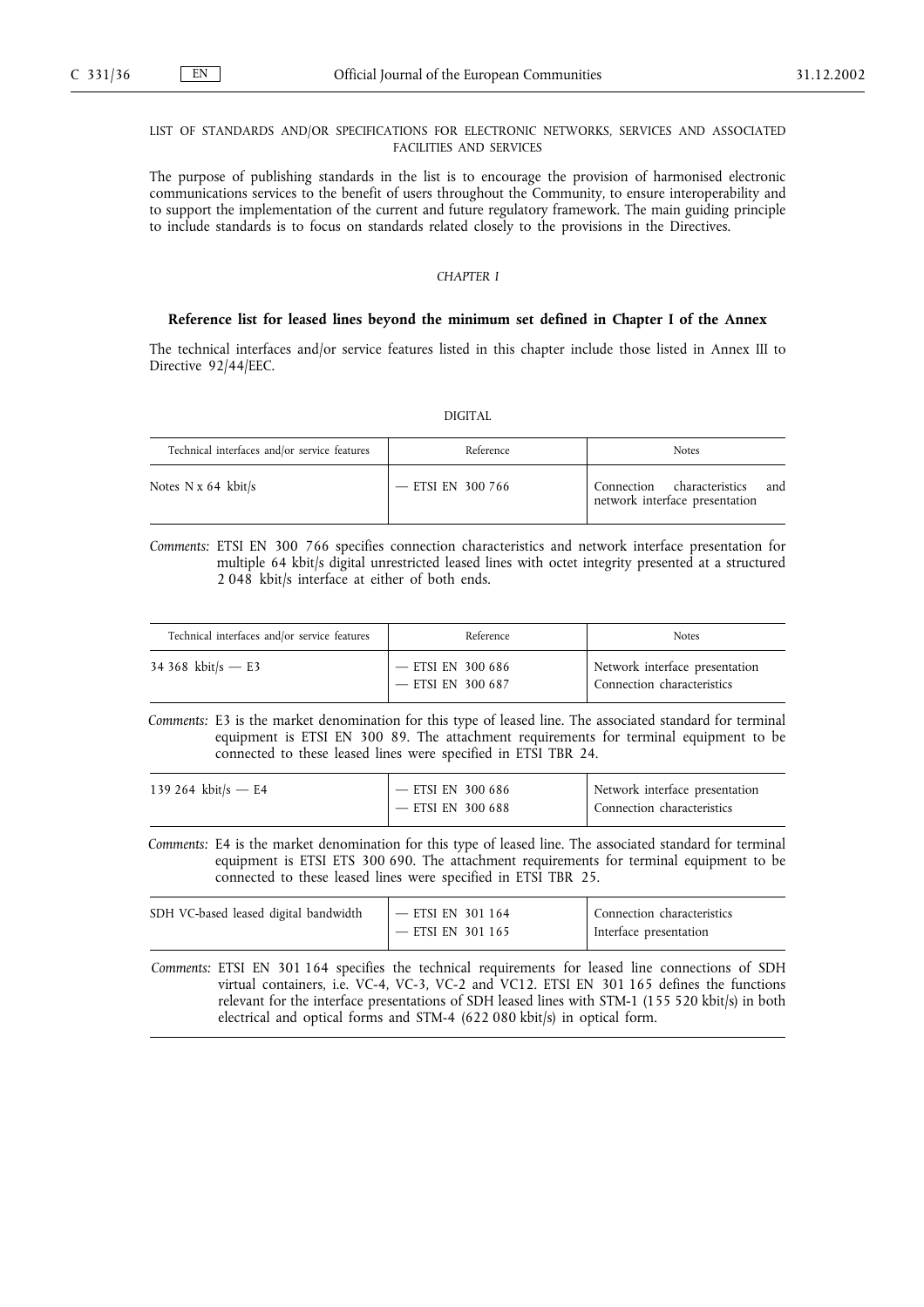LIST OF STANDARDS AND/OR SPECIFICATIONS FOR ELECTRONIC NETWORKS, SERVICES AND ASSOCIATED FACILITIES AND SERVICES

The purpose of publishing standards in the list is to encourage the provision of harmonised electronic communications services to the benefit of users throughout the Community, to ensure interoperability and to support the implementation of the current and future regulatory framework. The main guiding principle to include standards is to focus on standards related closely to the provisions in the Directives.

*CHAPTER I*

## Reference list for leased lines beyond the minimum set defined in Chapter I of the Annex

The technical interfaces and/or service features listed in this chapter include those listed in Annex III to Directive 92/44/EEC.

DIGITAL

| Technical interfaces and/or service features | Reference | Notes |
|---|---|---|
| Notes N x 64 kbit/s | — ETSI EN 300 766 | Connection characteristics and network interface presentation |

*Comments:* ETSI EN 300 766 specifies connection characteristics and network interface presentation for multiple 64 kbit/s digital unrestricted leased lines with octet integrity presented at a structured 2 048 kbit/s interface at either of both ends.

| Technical interfaces and/or service features | Reference | Notes |
|---|---|---|
| 34 368 kbit/s — E3 | — ETSI EN 300 686<br>— ETSI EN 300 687 | Network interface presentation<br>Connection characteristics |

*Comments:* E3 is the market denomination for this type of leased line. The associated standard for terminal equipment is ETSI EN 300 89. The attachment requirements for terminal equipment to be connected to these leased lines were specified in ETSI TBR 24.

| Technical interfaces and/or service features | Reference | Notes |
|---|---|---|
| 139 264 kbit/s — E4 | — ETSI EN 300 686<br>— ETSI EN 300 688 | Network interface presentation<br>Connection characteristics |

*Comments:* E4 is the market denomination for this type of leased line. The associated standard for terminal equipment is ETSI ETS 300 690. The attachment requirements for terminal equipment to be connected to these leased lines were specified in ETSI TBR 25.

| Technical interfaces and/or service features | Reference | Notes |
|---|---|---|
| SDH VC-based leased digital bandwidth | — ETSI EN 301 164<br>— ETSI EN 301 165 | Connection characteristics<br>Interface presentation |

*Comments:* ETSI EN 301 164 specifies the technical requirements for leased line connections of SDH virtual containers, i.e. VC-4, VC-3, VC-2 and VC12. ETSI EN 301 165 defines the functions relevant for the interface presentations of SDH leased lines with STM-1 (155 520 kbit/s) in both electrical and optical forms and STM-4 (622 080 kbit/s) in optical form.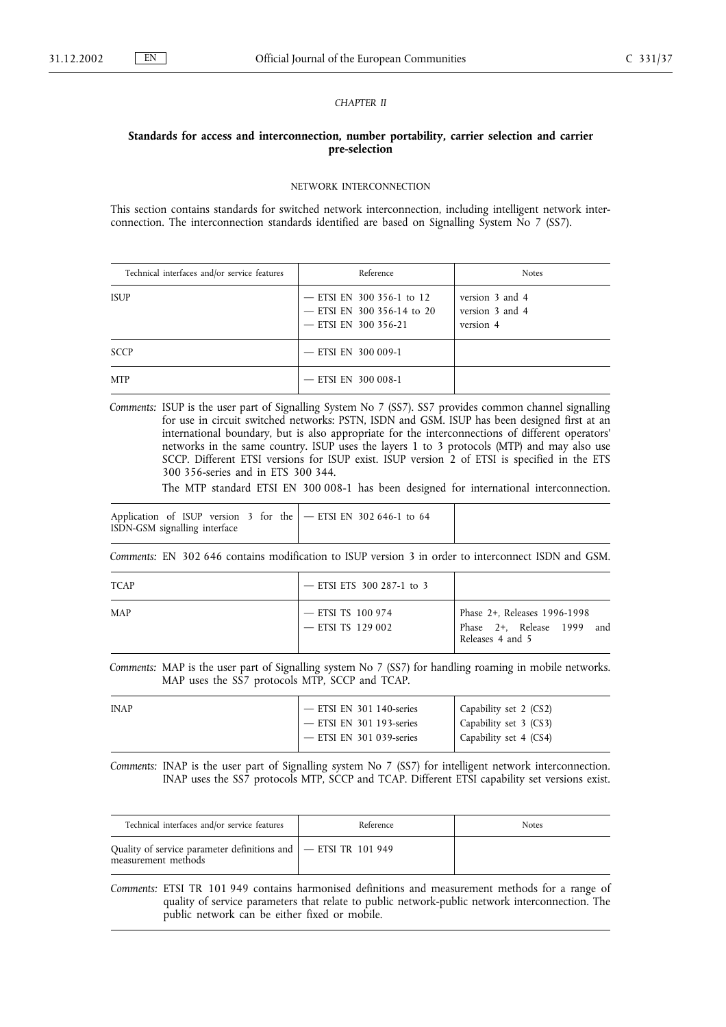*CHAPTER II*

## Standards for access and interconnection, number portability, carrier selection and carrier pre-selection

### NETWORK INTERCONNECTION

This section contains standards for switched network interconnection, including intelligent network interconnection. The interconnection standards identified are based on Signalling System No 7 (SS7).

| Technical interfaces and/or service features | Reference | Notes |
|---|---|---|
| ISUP | — ETSI EN 300 356-1 to 12<br>— ETSI EN 300 356-14 to 20<br>— ETSI EN 300 356-21 | version 3 and 4<br>version 3 and 4<br>version 4 |
| SCCP | — ETSI EN 300 009-1 | |
| MTP | — ETSI EN 300 008-1 | |

*Comments:* ISUP is the user part of Signalling System No 7 (SS7). SS7 provides common channel signalling for use in circuit switched networks: PSTN, ISDN and GSM. ISUP has been designed first at an international boundary, but is also appropriate for the interconnections of different operators' networks in the same country. ISUP uses the layers 1 to 3 protocols (MTP) and may also use SCCP. Different ETSI versions for ISUP exist. ISUP version 2 of ETSI is specified in the ETS 300 356-series and in ETS 300 344.

The MTP standard ETSI EN 300 008-1 has been designed for international interconnection.

| Technical interfaces and/or service features | Reference | Notes |
|---|---|---|
| Application of ISUP version 3 for the ISDN-GSM signalling interface | — ETSI EN 302 646-1 to 64 | |

*Comments:* EN 302 646 contains modification to ISUP version 3 in order to interconnect ISDN and GSM.

| Technical interfaces and/or service features | Reference | Notes |
|---|---|---|
| TCAP | — ETSI ETS 300 287-1 to 3 | |
| MAP | — ETSI TS 100 974<br>— ETSI TS 129 002 | Phase 2+, Releases 1996-1998<br>Phase 2+, Release 1999 and Releases 4 and 5 |

*Comments:* MAP is the user part of Signalling system No 7 (SS7) for handling roaming in mobile networks. MAP uses the SS7 protocols MTP, SCCP and TCAP.

| Technical interfaces and/or service features | Reference | Notes |
|---|---|---|
| INAP | — ETSI EN 301 140-series<br>— ETSI EN 301 193-series<br>— ETSI EN 301 039-series | Capability set 2 (CS2)<br>Capability set 3 (CS3)<br>Capability set 4 (CS4) |

*Comments:* INAP is the user part of Signalling system No 7 (SS7) for intelligent network interconnection. INAP uses the SS7 protocols MTP, SCCP and TCAP. Different ETSI capability set versions exist.

| Technical interfaces and/or service features | Reference | Notes |
|---|---|---|
| Quality of service parameter definitions and measurement methods | — ETSI TR 101 949 | |

*Comments:* ETSI TR 101 949 contains harmonised definitions and measurement methods for a range of quality of service parameters that relate to public network-public network interconnection. The public network can be either fixed or mobile.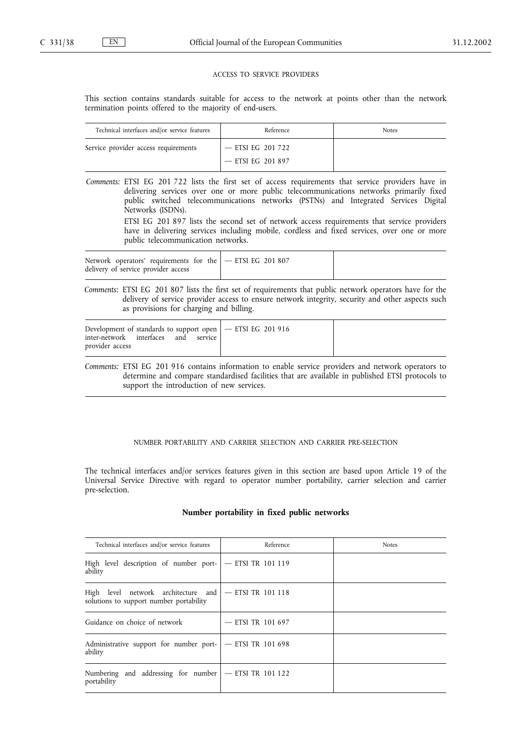ACCESS TO SERVICE PROVIDERS

This section contains standards suitable for access to the network at points other than the network termination points offered to the majority of end-users.

| Technical interfaces and/or service features | Reference | Notes |
|---|---|---|
| Service provider access requirements | — ETSI EG 201 722<br>— ETSI EG 201 897 | |

*Comments:* ETSI EG 201 722 lists the first set of access requirements that service providers have in delivering services over one or more public telecommunications networks primarily fixed public switched telecommunications networks (PSTNs) and Integrated Services Digital Networks (ISDNs).

ETSI EG 201 897 lists the second set of network access requirements that service providers have in delivering services including mobile, cordless and fixed services, over one or more public telecommunication networks.

| Technical interfaces and/or service features | Reference | Notes |
|---|---|---|
| Network operators' requirements for the delivery of service provider access | — ETSI EG 201 807 | |

*Comments:* ETSI EG 201 807 lists the first set of requirements that public network operators have for the delivery of service provider access to ensure network integrity, security and other aspects such as provisions for charging and billing.

| Technical interfaces and/or service features | Reference | Notes |
|---|---|---|
| Development of standards to support open inter-network interfaces and service provider access | — ETSI EG 201 916 | |

*Comments:* ETSI EG 201 916 contains information to enable service providers and network operators to determine and compare standardised facilities that are available in published ETSI protocols to support the introduction of new services.

NUMBER PORTABILITY AND CARRIER SELECTION AND CARRIER PRE-SELECTION

The technical interfaces and/or services features given in this section are based upon Article 19 of the Universal Service Directive with regard to operator number portability, carrier selection and carrier pre-selection.

**Number portability in fixed public networks**

| Technical interfaces and/or service features | Reference | Notes |
|---|---|---|
| High level description of number portability | — ETSI TR 101 119 | |
| High level network architecture and solutions to support number portability | — ETSI TR 101 118 | |
| Guidance on choice of network | — ETSI TR 101 697 | |
| Administrative support for number portability | — ETSI TR 101 698 | |
| Numbering and addressing for number portability | — ETSI TR 101 122 | |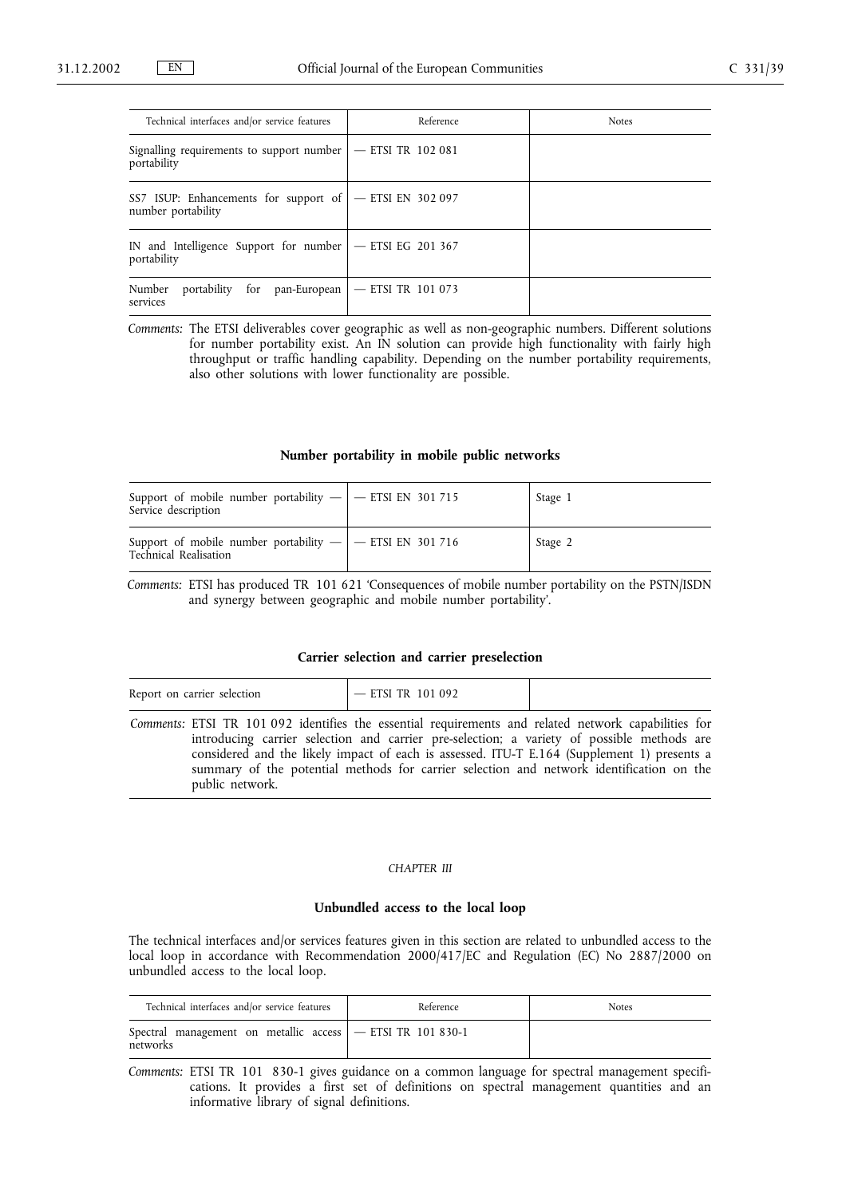| Technical interfaces and/or service features | Reference | Notes |
| --- | --- | --- |
| Signalling requirements to support number portability | — ETSI TR 102 081 | |
| SS7 ISUP: Enhancements for support of number portability | — ETSI EN 302 097 | |
| IN and Intelligence Support for number portability | — ETSI EG 201 367 | |
| Number portability for pan-European services | — ETSI TR 101 073 | |

*Comments:* The ETSI deliverables cover geographic as well as non-geographic numbers. Different solutions for number portability exist. An IN solution can provide high functionality with fairly high throughput or traffic handling capability. Depending on the number portability requirements, also other solutions with lower functionality are possible.

### Number portability in mobile public networks

| | | |
| --- | --- | --- |
| Support of mobile number portability — Service description | — ETSI EN 301 715 | Stage 1 |
| Support of mobile number portability — Technical Realisation | — ETSI EN 301 716 | Stage 2 |

*Comments:* ETSI has produced TR 101 621 'Consequences of mobile number portability on the PSTN/ISDN and synergy between geographic and mobile number portability'.

### Carrier selection and carrier preselection

| | | |
| --- | --- | --- |
| Report on carrier selection | — ETSI TR 101 092 | |

*Comments:* ETSI TR 101 092 identifies the essential requirements and related network capabilities for introducing carrier selection and carrier pre-selection; a variety of possible methods are considered and the likely impact of each is assessed. ITU-T E.164 (Supplement 1) presents a summary of the potential methods for carrier selection and network identification on the public network.

*CHAPTER III*

## Unbundled access to the local loop

The technical interfaces and/or services features given in this section are related to unbundled access to the local loop in accordance with Recommendation 2000/417/EC and Regulation (EC) No 2887/2000 on unbundled access to the local loop.

| Technical interfaces and/or service features | Reference | Notes |
| --- | --- | --- |
| Spectral management on metallic access networks | — ETSI TR 101 830-1 | |

*Comments:* ETSI TR 101 830-1 gives guidance on a common language for spectral management specifications. It provides a first set of definitions on spectral management quantities and an informative library of signal definitions.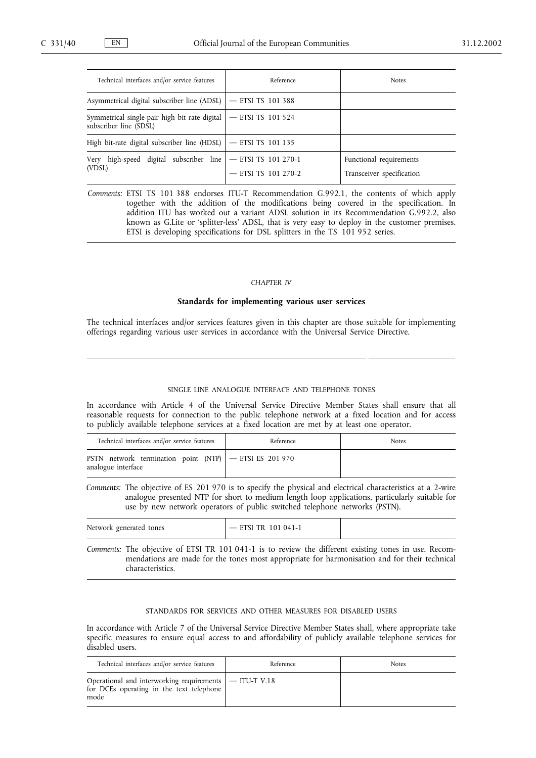| Technical interfaces and/or service features | Reference | Notes |
|---|---|---|
| Asymmetrical digital subscriber line (ADSL) | — ETSI TS 101 388 | |
| Symmetrical single-pair high bit rate digital subscriber line (SDSL) | — ETSI TS 101 524 | |
| High bit-rate digital subscriber line (HDSL) | — ETSI TS 101 135 | |
| Very high-speed digital subscriber line (VDSL) | — ETSI TS 101 270-1<br>— ETSI TS 101 270-2 | Functional requirements<br>Transceiver specification |

*Comments:* ETSI TS 101 388 endorses ITU-T Recommendation G.992.1, the contents of which apply together with the addition of the modifications being covered in the specification. In addition ITU has worked out a variant ADSL solution in its Recommendation G.992.2, also known as G.Lite or 'splitter-less' ADSL, that is very easy to deploy in the customer premises. ETSI is developing specifications for DSL splitters in the TS 101 952 series.

*CHAPTER IV*

## Standards for implementing various user services

The technical interfaces and/or services features given in this chapter are those suitable for implementing offerings regarding various user services in accordance with the Universal Service Directive.

### SINGLE LINE ANALOGUE INTERFACE AND TELEPHONE TONES

In accordance with Article 4 of the Universal Service Directive Member States shall ensure that all reasonable requests for connection to the public telephone network at a fixed location and for access to publicly available telephone services at a fixed location are met by at least one operator.

| Technical interfaces and/or service features | Reference | Notes |
|---|---|---|
| PSTN network termination point (NTP) analogue interface | — ETSI ES 201 970 | |

*Comments:* The objective of ES 201 970 is to specify the physical and electrical characteristics at a 2-wire analogue presented NTP for short to medium length loop applications, particularly suitable for use by new network operators of public switched telephone networks (PSTN).

| Technical interfaces and/or service features | Reference | Notes |
|---|---|---|
| Network generated tones | — ETSI TR 101 041-1 | |

*Comments:* The objective of ETSI TR 101 041-1 is to review the different existing tones in use. Recommendations are made for the tones most appropriate for harmonisation and for their technical characteristics.

### STANDARDS FOR SERVICES AND OTHER MEASURES FOR DISABLED USERS

In accordance with Article 7 of the Universal Service Directive Member States shall, where appropriate take specific measures to ensure equal access to and affordability of publicly available telephone services for disabled users.

| Technical interfaces and/or service features | Reference | Notes |
|---|---|---|
| Operational and interworking requirements for DCEs operating in the text telephone mode | — ITU-T V.18 | |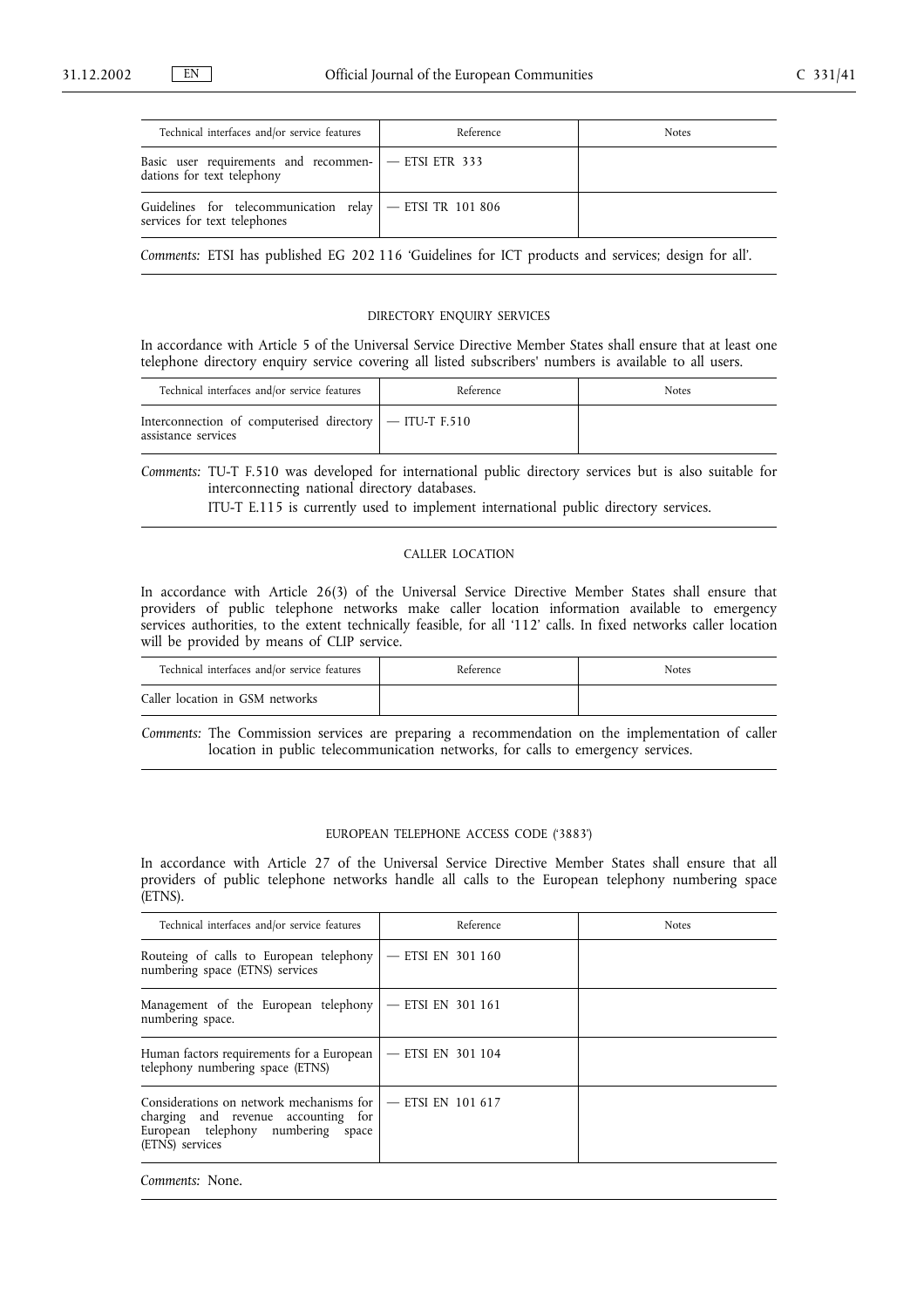| Technical interfaces and/or service features | Reference | Notes |
|---|---|---|
| Basic user requirements and recommendations for text telephony | — ETSI ETR 333 | |
| Guidelines for telecommunication relay services for text telephones | — ETSI TR 101 806 | |

*Comments:* ETSI has published EG 202 116 'Guidelines for ICT products and services; design for all'.

## DIRECTORY ENQUIRY SERVICES

In accordance with Article 5 of the Universal Service Directive Member States shall ensure that at least one telephone directory enquiry service covering all listed subscribers' numbers is available to all users.

| Technical interfaces and/or service features | Reference | Notes |
|---|---|---|
| Interconnection of computerised directory assistance services | — ITU-T F.510 | |

*Comments:* TU-T F.510 was developed for international public directory services but is also suitable for interconnecting national directory databases.

ITU-T E.115 is currently used to implement international public directory services.

## CALLER LOCATION

In accordance with Article 26(3) of the Universal Service Directive Member States shall ensure that providers of public telephone networks make caller location information available to emergency services authorities, to the extent technically feasible, for all '112' calls. In fixed networks caller location will be provided by means of CLIP service.

| Technical interfaces and/or service features | Reference | Notes |
|---|---|---|
| Caller location in GSM networks | | |

*Comments:* The Commission services are preparing a recommendation on the implementation of caller location in public telecommunication networks, for calls to emergency services.

## EUROPEAN TELEPHONE ACCESS CODE ('3883')

In accordance with Article 27 of the Universal Service Directive Member States shall ensure that all providers of public telephone networks handle all calls to the European telephony numbering space (ETNS).

| Technical interfaces and/or service features | Reference | Notes |
|---|---|---|
| Routeing of calls to European telephony numbering space (ETNS) services | — ETSI EN 301 160 | |
| Management of the European telephony numbering space. | — ETSI EN 301 161 | |
| Human factors requirements for a European telephony numbering space (ETNS) | — ETSI EN 301 104 | |
| Considerations on network mechanisms for charging and revenue accounting for European telephony numbering space (ETNS) services | — ETSI EN 101 617 | |

*Comments:* None.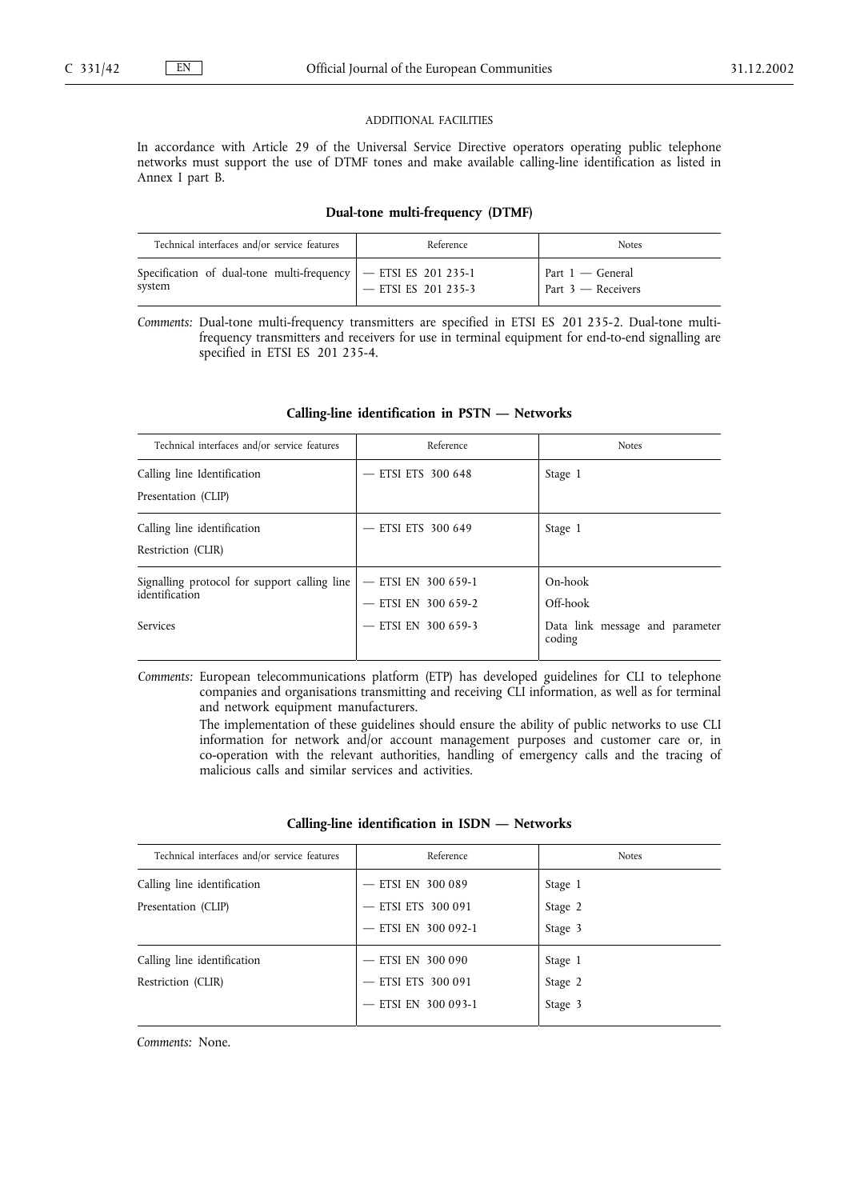ADDITIONAL FACILITIES

In accordance with Article 29 of the Universal Service Directive operators operating public telephone networks must support the use of DTMF tones and make available calling-line identification as listed in Annex I part B.

**Dual-tone multi-frequency (DTMF)**

| Technical interfaces and/or service features | Reference | Notes |
| --- | --- | --- |
| Specification of dual-tone multi-frequency system | — ETSI ES 201 235-1<br>— ETSI ES 201 235-3 | Part 1 — General<br>Part 3 — Receivers |

*Comments:* Dual-tone multi-frequency transmitters are specified in ETSI ES 201 235-2. Dual-tone multi-frequency transmitters and receivers for use in terminal equipment for end-to-end signalling are specified in ETSI ES 201 235-4.

**Calling-line identification in PSTN — Networks**

| Technical interfaces and/or service features | Reference | Notes |
| --- | --- | --- |
| Calling line Identification<br>Presentation (CLIP) | — ETSI ETS 300 648 | Stage 1 |
| Calling line identification<br>Restriction (CLIR) | — ETSI ETS 300 649 | Stage 1 |
| Signalling protocol for support calling line identification<br>Services | — ETSI EN 300 659-1<br>— ETSI EN 300 659-2<br>— ETSI EN 300 659-3 | On-hook<br>Off-hook<br>Data link message and parameter coding |

*Comments:* European telecommunications platform (ETP) has developed guidelines for CLI to telephone companies and organisations transmitting and receiving CLI information, as well as for terminal and network equipment manufacturers.

The implementation of these guidelines should ensure the ability of public networks to use CLI information for network and/or account management purposes and customer care or, in co-operation with the relevant authorities, handling of emergency calls and the tracing of malicious calls and similar services and activities.

**Calling-line identification in ISDN — Networks**

| Technical interfaces and/or service features | Reference | Notes |
| --- | --- | --- |
| Calling line identification<br>Presentation (CLIP) | — ETSI EN 300 089<br>— ETSI ETS 300 091<br>— ETSI EN 300 092-1 | Stage 1<br>Stage 2<br>Stage 3 |
| Calling line identification<br>Restriction (CLIR) | — ETSI EN 300 090<br>— ETSI ETS 300 091<br>— ETSI EN 300 093-1 | Stage 1<br>Stage 2<br>Stage 3 |

*Comments:* None.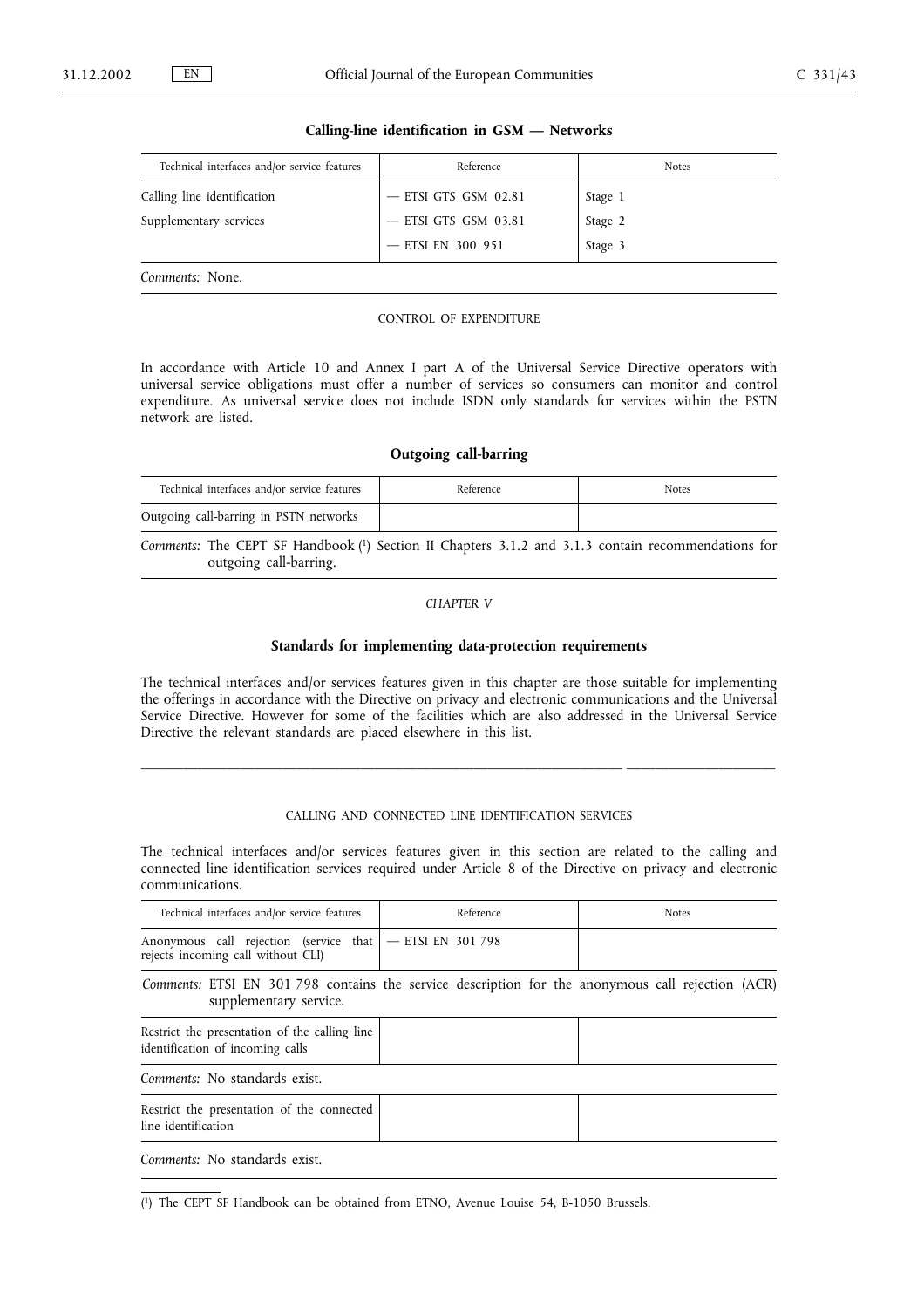### Calling-line identification in GSM — Networks

| Technical interfaces and/or service features | Reference | Notes |
|---|---|---|
| Calling line identification | — ETSI GTS GSM 02.81 | Stage 1 |
| Supplementary services | — ETSI GTS GSM 03.81 | Stage 2 |
| | — ETSI EN 300 951 | Stage 3 |

*Comments:* None.

CONTROL OF EXPENDITURE

In accordance with Article 10 and Annex I part A of the Universal Service Directive operators with universal service obligations must offer a number of services so consumers can monitor and control expenditure. As universal service does not include ISDN only standards for services within the PSTN network are listed.

### Outgoing call-barring

| Technical interfaces and/or service features | Reference | Notes |
|---|---|---|
| Outgoing call-barring in PSTN networks | | |

*Comments:* The CEPT SF Handbook [1] Section II Chapters 3.1.2 and 3.1.3 contain recommendations for outgoing call-barring.

*CHAPTER V*

## Standards for implementing data-protection requirements

The technical interfaces and/or services features given in this chapter are those suitable for implementing the offerings in accordance with the Directive on privacy and electronic communications and the Universal Service Directive. However for some of the facilities which are also addressed in the Universal Service Directive the relevant standards are placed elsewhere in this list.

CALLING AND CONNECTED LINE IDENTIFICATION SERVICES

The technical interfaces and/or services features given in this section are related to the calling and connected line identification services required under Article 8 of the Directive on privacy and electronic communications.

| Technical interfaces and/or service features | Reference | Notes |
|---|---|---|
| Anonymous call rejection (service that rejects incoming call without CLI) | — ETSI EN 301 798 | |

*Comments:* ETSI EN 301 798 contains the service description for the anonymous call rejection (ACR) supplementary service.

| Technical interfaces and/or service features | Reference | Notes |
|---|---|---|
| Restrict the presentation of the calling line identification of incoming calls | | |

*Comments:* No standards exist.

| Technical interfaces and/or service features | Reference | Notes |
|---|---|---|
| Restrict the presentation of the connected line identification | | |

*Comments:* No standards exist.

[1] The CEPT SF Handbook can be obtained from ETNO, Avenue Louise 54, B-1050 Brussels.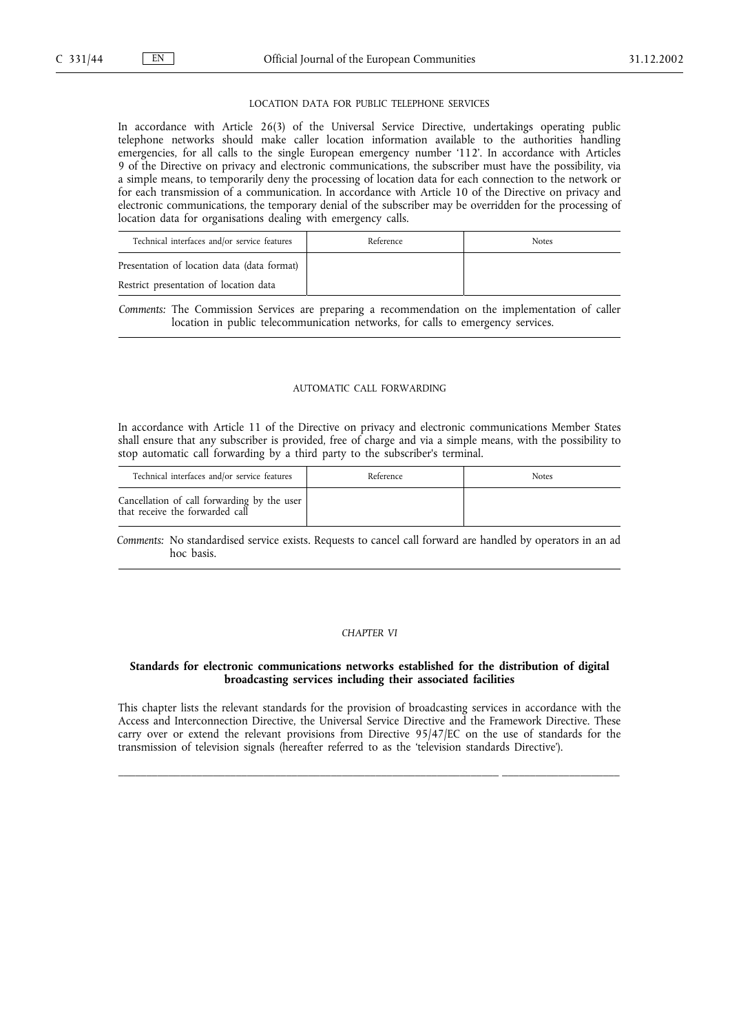LOCATION DATA FOR PUBLIC TELEPHONE SERVICES

In accordance with Article 26(3) of the Universal Service Directive, undertakings operating public telephone networks should make caller location information available to the authorities handling emergencies, for all calls to the single European emergency number '112'. In accordance with Articles 9 of the Directive on privacy and electronic communications, the subscriber must have the possibility, via a simple means, to temporarily deny the processing of location data for each connection to the network or for each transmission of a communication. In accordance with Article 10 of the Directive on privacy and electronic communications, the temporary denial of the subscriber may be overridden for the processing of location data for organisations dealing with emergency calls.

| Technical interfaces and/or service features | Reference | Notes |
|---|---|---|
| Presentation of location data (data format) | | |
| Restrict presentation of location data | | |

*Comments:* The Commission Services are preparing a recommendation on the implementation of caller location in public telecommunication networks, for calls to emergency services.

AUTOMATIC CALL FORWARDING

In accordance with Article 11 of the Directive on privacy and electronic communications Member States shall ensure that any subscriber is provided, free of charge and via a simple means, with the possibility to stop automatic call forwarding by a third party to the subscriber's terminal.

| Technical interfaces and/or service features | Reference | Notes |
|---|---|---|
| Cancellation of call forwarding by the user that receive the forwarded call | | |

*Comments:* No standardised service exists. Requests to cancel call forward are handled by operators in an ad hoc basis.

*CHAPTER VI*

## Standards for electronic communications networks established for the distribution of digital broadcasting services including their associated facilities

This chapter lists the relevant standards for the provision of broadcasting services in accordance with the Access and Interconnection Directive, the Universal Service Directive and the Framework Directive. These carry over or extend the relevant provisions from Directive 95/47/EC on the use of standards for the transmission of television signals (hereafter referred to as the 'television standards Directive').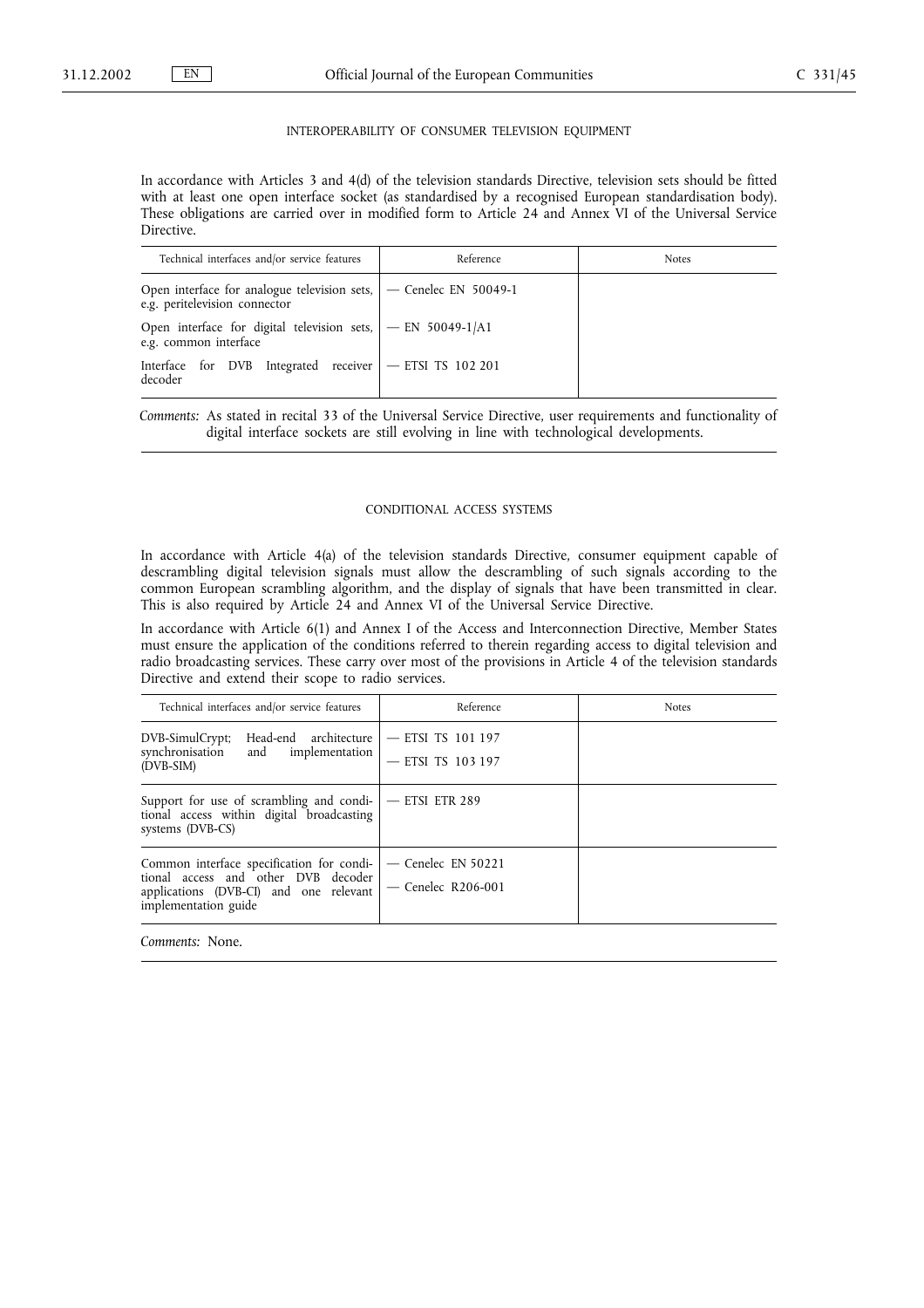## INTEROPERABILITY OF CONSUMER TELEVISION EQUIPMENT

In accordance with Articles 3 and 4(d) of the television standards Directive, television sets should be fitted with at least one open interface socket (as standardised by a recognised European standardisation body). These obligations are carried over in modified form to Article 24 and Annex VI of the Universal Service Directive.

| Technical interfaces and/or service features | Reference | Notes |
|---|---|---|
| Open interface for analogue television sets, e.g. peritelevision connector | — Cenelec EN 50049-1 | |
| Open interface for digital television sets, e.g. common interface | — EN 50049-1/A1 | |
| Interface for DVB Integrated receiver decoder | — ETSI TS 102 201 | |

*Comments:* As stated in recital 33 of the Universal Service Directive, user requirements and functionality of digital interface sockets are still evolving in line with technological developments.

## CONDITIONAL ACCESS SYSTEMS

In accordance with Article 4(a) of the television standards Directive, consumer equipment capable of descrambling digital television signals must allow the descrambling of such signals according to the common European scrambling algorithm, and the display of signals that have been transmitted in clear. This is also required by Article 24 and Annex VI of the Universal Service Directive.

In accordance with Article 6(1) and Annex I of the Access and Interconnection Directive, Member States must ensure the application of the conditions referred to therein regarding access to digital television and radio broadcasting services. These carry over most of the provisions in Article 4 of the television standards Directive and extend their scope to radio services.

| Technical interfaces and/or service features | Reference | Notes |
|---|---|---|
| DVB-SimulCrypt; Head-end architecture synchronisation and implementation (DVB-SIM) | — ETSI TS 101 197<br>— ETSI TS 103 197 | |
| Support for use of scrambling and conditional access within digital broadcasting systems (DVB-CS) | — ETSI ETR 289 | |
| Common interface specification for conditional access and other DVB decoder applications (DVB-CI) and one relevant implementation guide | — Cenelec EN 50221<br>— Cenelec R206-001 | |

*Comments:* None.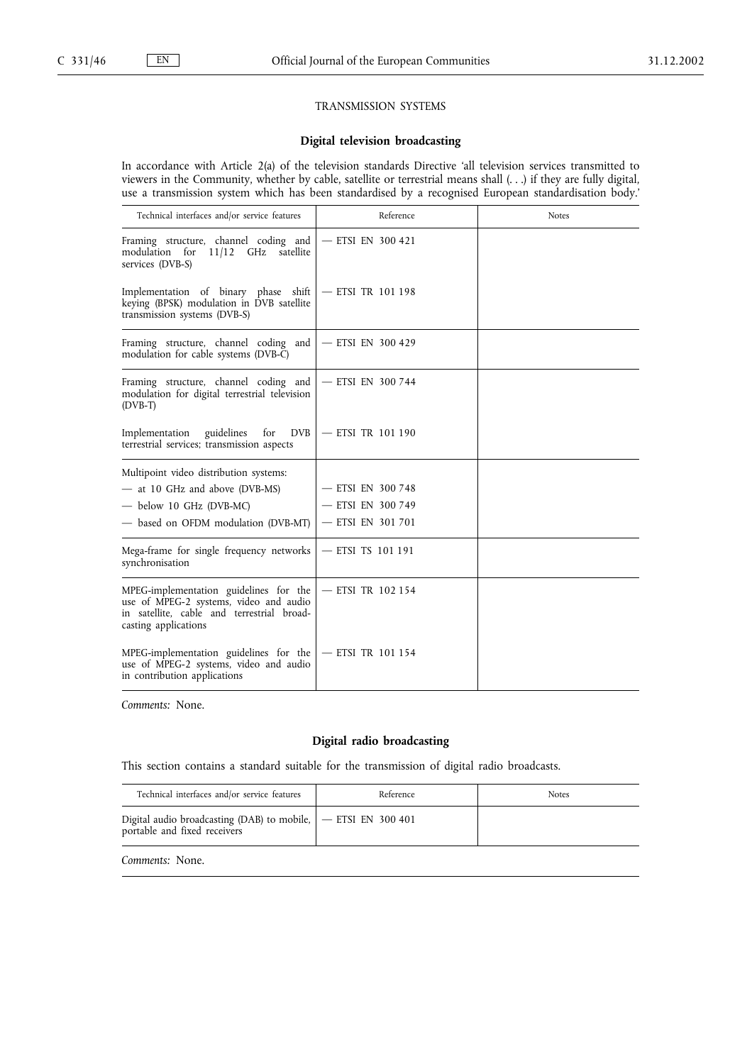TRANSMISSION SYSTEMS

## Digital television broadcasting

In accordance with Article 2(a) of the television standards Directive 'all television services transmitted to viewers in the Community, whether by cable, satellite or terrestrial means shall (. . .) if they are fully digital, use a transmission system which has been standardised by a recognised European standardisation body.'

| Technical interfaces and/or service features | Reference | Notes |
|---|---|---|
| Framing structure, channel coding and modulation for 11/12 GHz satellite services (DVB-S) | — ETSI EN 300 421 | |
| Implementation of binary phase shift keying (BPSK) modulation in DVB satellite transmission systems (DVB-S) | — ETSI TR 101 198 | |
| Framing structure, channel coding and modulation for cable systems (DVB-C) | — ETSI EN 300 429 | |
| Framing structure, channel coding and modulation for digital terrestrial television (DVB-T) | — ETSI EN 300 744 | |
| Implementation guidelines for DVB terrestrial services; transmission aspects | — ETSI TR 101 190 | |
| Multipoint video distribution systems: | | |
| — at 10 GHz and above (DVB-MS) | — ETSI EN 300 748 | |
| — below 10 GHz (DVB-MC) | — ETSI EN 300 749 | |
| — based on OFDM modulation (DVB-MT) | — ETSI EN 301 701 | |
| Mega-frame for single frequency networks synchronisation | — ETSI TS 101 191 | |
| MPEG-implementation guidelines for the use of MPEG-2 systems, video and audio in satellite, cable and terrestrial broadcasting applications | — ETSI TR 102 154 | |
| MPEG-implementation guidelines for the use of MPEG-2 systems, video and audio in contribution applications | — ETSI TR 101 154 | |

*Comments:* None.

## Digital radio broadcasting

This section contains a standard suitable for the transmission of digital radio broadcasts.

| Technical interfaces and/or service features | Reference | Notes |
|---|---|---|
| Digital audio broadcasting (DAB) to mobile, portable and fixed receivers | — ETSI EN 300 401 | |

*Comments:* None.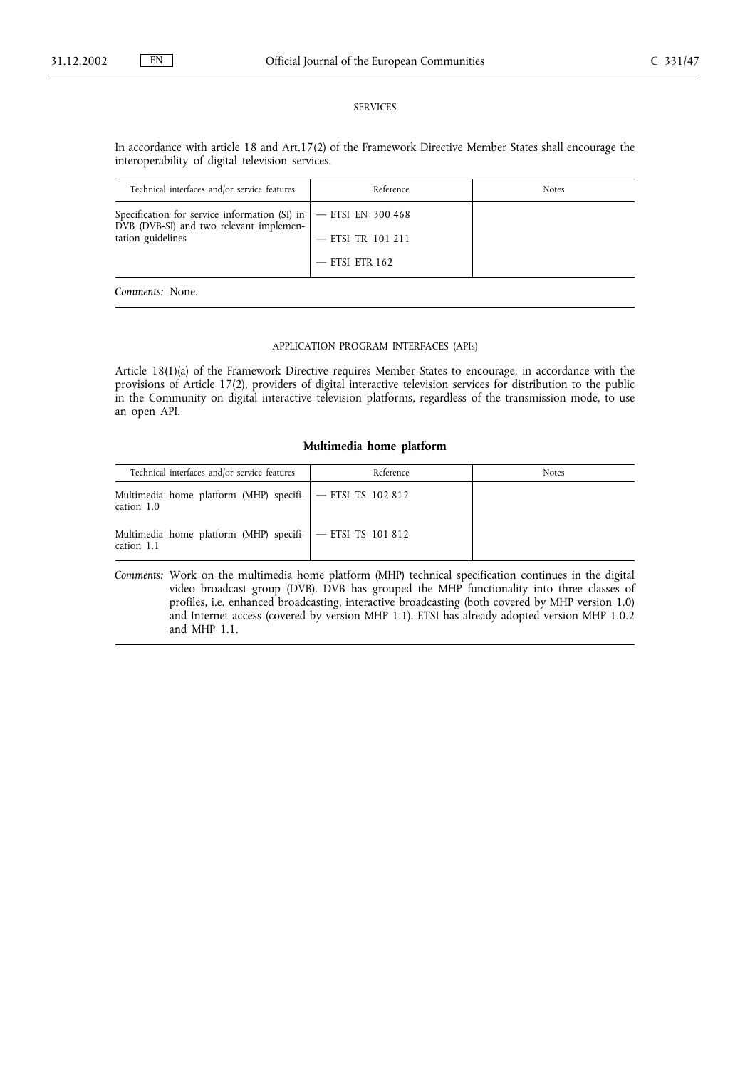SERVICES

In accordance with article 18 and Art.17(2) of the Framework Directive Member States shall encourage the interoperability of digital television services.

| Technical interfaces and/or service features | Reference | Notes |
|---|---|---|
| Specification for service information (SI) in DVB (DVB-SI) and two relevant implementation guidelines | — ETSI EN 300 468<br>— ETSI TR 101 211<br>— ETSI ETR 162 | |

*Comments:* None.

APPLICATION PROGRAM INTERFACES (APIs)

Article 18(1)(a) of the Framework Directive requires Member States to encourage, in accordance with the provisions of Article 17(2), providers of digital interactive television services for distribution to the public in the Community on digital interactive television platforms, regardless of the transmission mode, to use an open API.

### Multimedia home platform

| Technical interfaces and/or service features | Reference | Notes |
|---|---|---|
| Multimedia home platform (MHP) specification 1.0 | — ETSI TS 102 812 | |
| Multimedia home platform (MHP) specification 1.1 | — ETSI TS 101 812 | |

*Comments:* Work on the multimedia home platform (MHP) technical specification continues in the digital video broadcast group (DVB). DVB has grouped the MHP functionality into three classes of profiles, i.e. enhanced broadcasting, interactive broadcasting (both covered by MHP version 1.0) and Internet access (covered by version MHP 1.1). ETSI has already adopted version MHP 1.0.2 and MHP 1.1.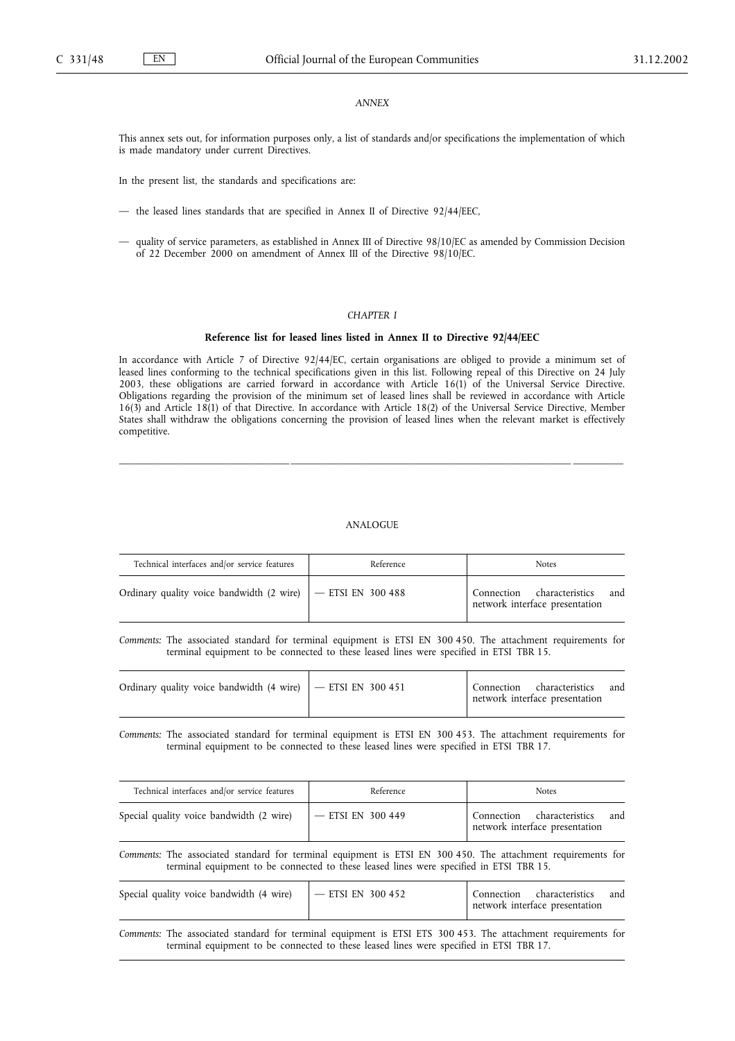*ANNEX*

This annex sets out, for information purposes only, a list of standards and/or specifications the implementation of which is made mandatory under current Directives.

In the present list, the standards and specifications are:

— the leased lines standards that are specified in Annex II of Directive 92/44/EEC,

— quality of service parameters, as established in Annex III of Directive 98/10/EC as amended by Commission Decision of 22 December 2000 on amendment of Annex III of the Directive 98/10/EC.

*CHAPTER I*

**Reference list for leased lines listed in Annex II to Directive 92/44/EEC**

In accordance with Article 7 of Directive 92/44/EC, certain organisations are obliged to provide a minimum set of leased lines conforming to the technical specifications given in this list. Following repeal of this Directive on 24 July 2003, these obligations are carried forward in accordance with Article 16(1) of the Universal Service Directive. Obligations regarding the provision of the minimum set of leased lines shall be reviewed in accordance with Article 16(3) and Article 18(1) of that Directive. In accordance with Article 18(2) of the Universal Service Directive, Member States shall withdraw the obligations concerning the provision of leased lines when the relevant market is effectively competitive.

ANALOGUE

| Technical interfaces and/or service features | Reference | Notes |
|---|---|---|
| Ordinary quality voice bandwidth (2 wire) | — ETSI EN 300 488 | Connection characteristics and network interface presentation |

*Comments:* The associated standard for terminal equipment is ETSI EN 300 450. The attachment requirements for terminal equipment to be connected to these leased lines were specified in ETSI TBR 15.

| Technical interfaces and/or service features | Reference | Notes |
|---|---|---|
| Ordinary quality voice bandwidth (4 wire) | — ETSI EN 300 451 | Connection characteristics and network interface presentation |

*Comments:* The associated standard for terminal equipment is ETSI EN 300 453. The attachment requirements for terminal equipment to be connected to these leased lines were specified in ETSI TBR 17.

| Technical interfaces and/or service features | Reference | Notes |
|---|---|---|
| Special quality voice bandwidth (2 wire) | — ETSI EN 300 449 | Connection characteristics and network interface presentation |

*Comments:* The associated standard for terminal equipment is ETSI EN 300 450. The attachment requirements for terminal equipment to be connected to these leased lines were specified in ETSI TBR 15.

| Technical interfaces and/or service features | Reference | Notes |
|---|---|---|
| Special quality voice bandwidth (4 wire) | — ETSI EN 300 452 | Connection characteristics and network interface presentation |

*Comments:* The associated standard for terminal equipment is ETSI ETS 300 453. The attachment requirements for terminal equipment to be connected to these leased lines were specified in ETSI TBR 17.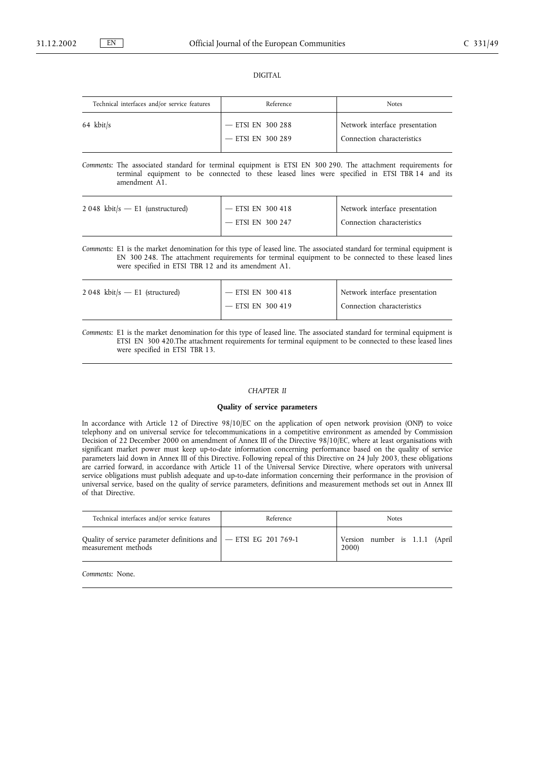DIGITAL

| Technical interfaces and/or service features | Reference | Notes |
|---|---|---|
| 64 kbit/s | — ETSI EN 300 288<br>— ETSI EN 300 289 | Network interface presentation<br>Connection characteristics |

*Comments:* The associated standard for terminal equipment is ETSI EN 300 290. The attachment requirements for terminal equipment to be connected to these leased lines were specified in ETSI TBR 14 and its amendment A1.

| Technical interfaces and/or service features | Reference | Notes |
|---|---|---|
| 2 048 kbit/s — E1 (unstructured) | — ETSI EN 300 418<br>— ETSI EN 300 247 | Network interface presentation<br>Connection characteristics |

*Comments:* E1 is the market denomination for this type of leased line. The associated standard for terminal equipment is EN 300 248. The attachment requirements for terminal equipment to be connected to these leased lines were specified in ETSI TBR 12 and its amendment A1.

| Technical interfaces and/or service features | Reference | Notes |
|---|---|---|
| 2 048 kbit/s — E1 (structured) | — ETSI EN 300 418<br>— ETSI EN 300 419 | Network interface presentation<br>Connection characteristics |

*Comments:* E1 is the market denomination for this type of leased line. The associated standard for terminal equipment is ETSI EN 300 420.The attachment requirements for terminal equipment to be connected to these leased lines were specified in ETSI TBR 13.

## *CHAPTER II*

### Quality of service parameters

In accordance with Article 12 of Directive 98/10/EC on the application of open network provision (ONP) to voice telephony and on universal service for telecommunications in a competitive environment as amended by Commission Decision of 22 December 2000 on amendment of Annex III of the Directive 98/10/EC, where at least organisations with significant market power must keep up-to-date information concerning performance based on the quality of service parameters laid down in Annex III of this Directive. Following repeal of this Directive on 24 July 2003, these obligations are carried forward, in accordance with Article 11 of the Universal Service Directive, where operators with universal service obligations must publish adequate and up-to-date information concerning their performance in the provision of universal service, based on the quality of service parameters, definitions and measurement methods set out in Annex III of that Directive.

| Technical interfaces and/or service features | Reference | Notes |
|---|---|---|
| Quality of service parameter definitions and measurement methods | — ETSI EG 201 769-1 | Version number is 1.1.1 (April 2000) |

*Comments:* None.